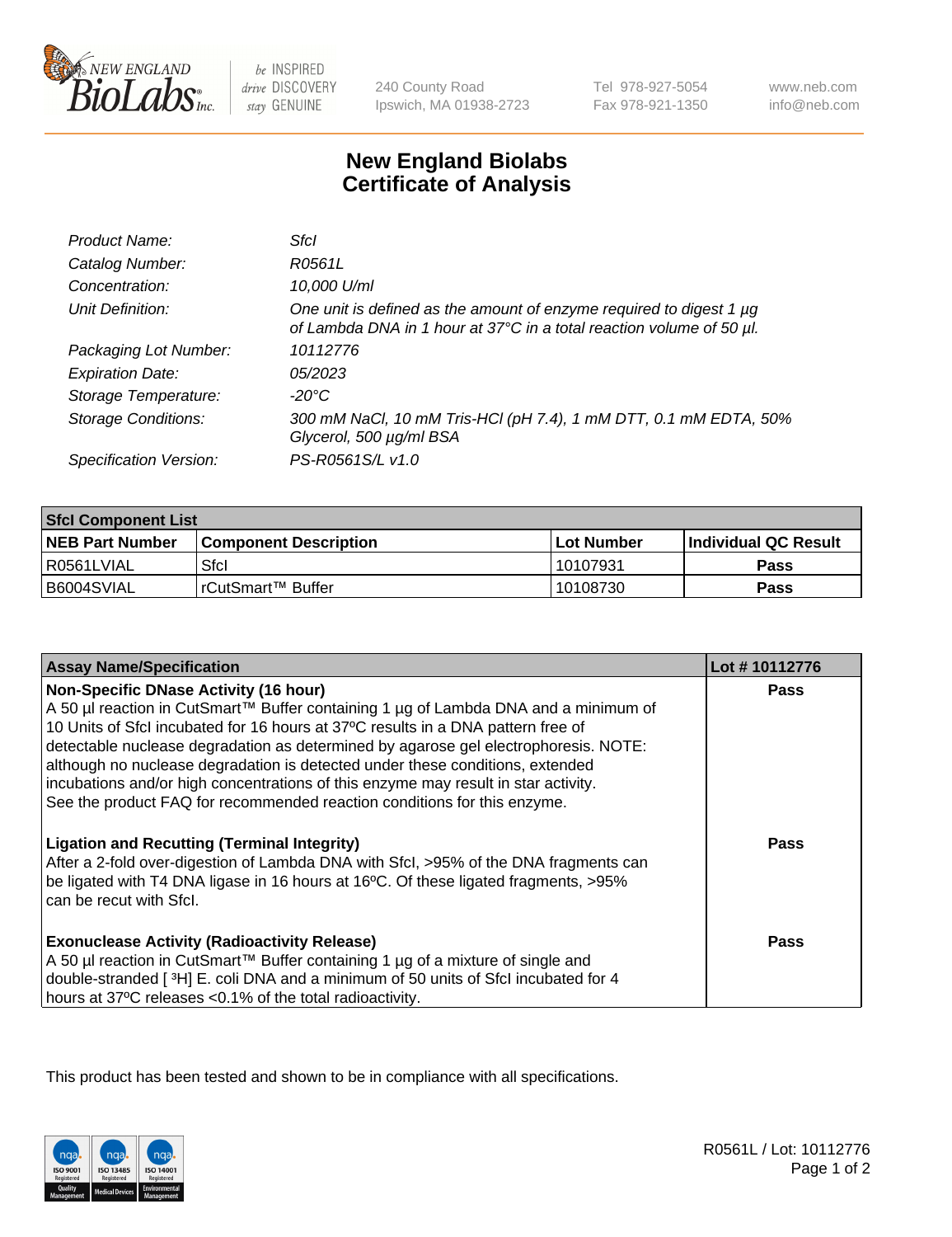# New England Biolabs
# Certificate of Analysis

| | |
|---|---|
| *Product Name:* | *SfcI* |
| *Catalog Number:* | *R0561L* |
| *Concentration:* | *10,000 U/ml* |
| *Unit Definition:* | *One unit is defined as the amount of enzyme required to digest 1 µg of Lambda DNA in 1 hour at 37°C in a total reaction volume of 50 µl.* |
| *Packaging Lot Number:* | *10112776* |
| *Expiration Date:* | *05/2023* |
| *Storage Temperature:* | *-20°C* |
| *Storage Conditions:* | *300 mM NaCl, 10 mM Tris-HCl (pH 7.4), 1 mM DTT, 0.1 mM EDTA, 50% Glycerol, 500 µg/ml BSA* |
| *Specification Version:* | *PS-R0561S/L v1.0* |

| **SfcI Component List** | | | |
|---|---|---|---|
| **NEB Part Number** | **Component Description** | **Lot Number** | **Individual QC Result** |
| R0561LVIAL | SfcI | 10107931 | **Pass** |
| B6004SVIAL | rCutSmart™ Buffer | 10108730 | **Pass** |

| **Assay Name/Specification** | **Lot # 10112776** |
|---|---|
| **Non-Specific DNase Activity (16 hour)**<br>A 50 µl reaction in CutSmart™ Buffer containing 1 µg of Lambda DNA and a minimum of 10 Units of SfcI incubated for 16 hours at 37ºC results in a DNA pattern free of detectable nuclease degradation as determined by agarose gel electrophoresis. NOTE: although no nuclease degradation is detected under these conditions, extended incubations and/or high concentrations of this enzyme may result in star activity. See the product FAQ for recommended reaction conditions for this enzyme. | **Pass** |
| **Ligation and Recutting (Terminal Integrity)**<br>After a 2-fold over-digestion of Lambda DNA with SfcI, >95% of the DNA fragments can be ligated with T4 DNA ligase in 16 hours at 16ºC. Of these ligated fragments, >95% can be recut with SfcI. | **Pass** |
| **Exonuclease Activity (Radioactivity Release)**<br>A 50 µl reaction in CutSmart™ Buffer containing 1 µg of a mixture of single and double-stranded [ $^3$H] E. coli DNA and a minimum of 50 units of SfcI incubated for 4 hours at 37ºC releases <0.1% of the total radioactivity. | **Pass** |

This product has been tested and shown to be in compliance with all specifications.

R0561L / Lot: 10112776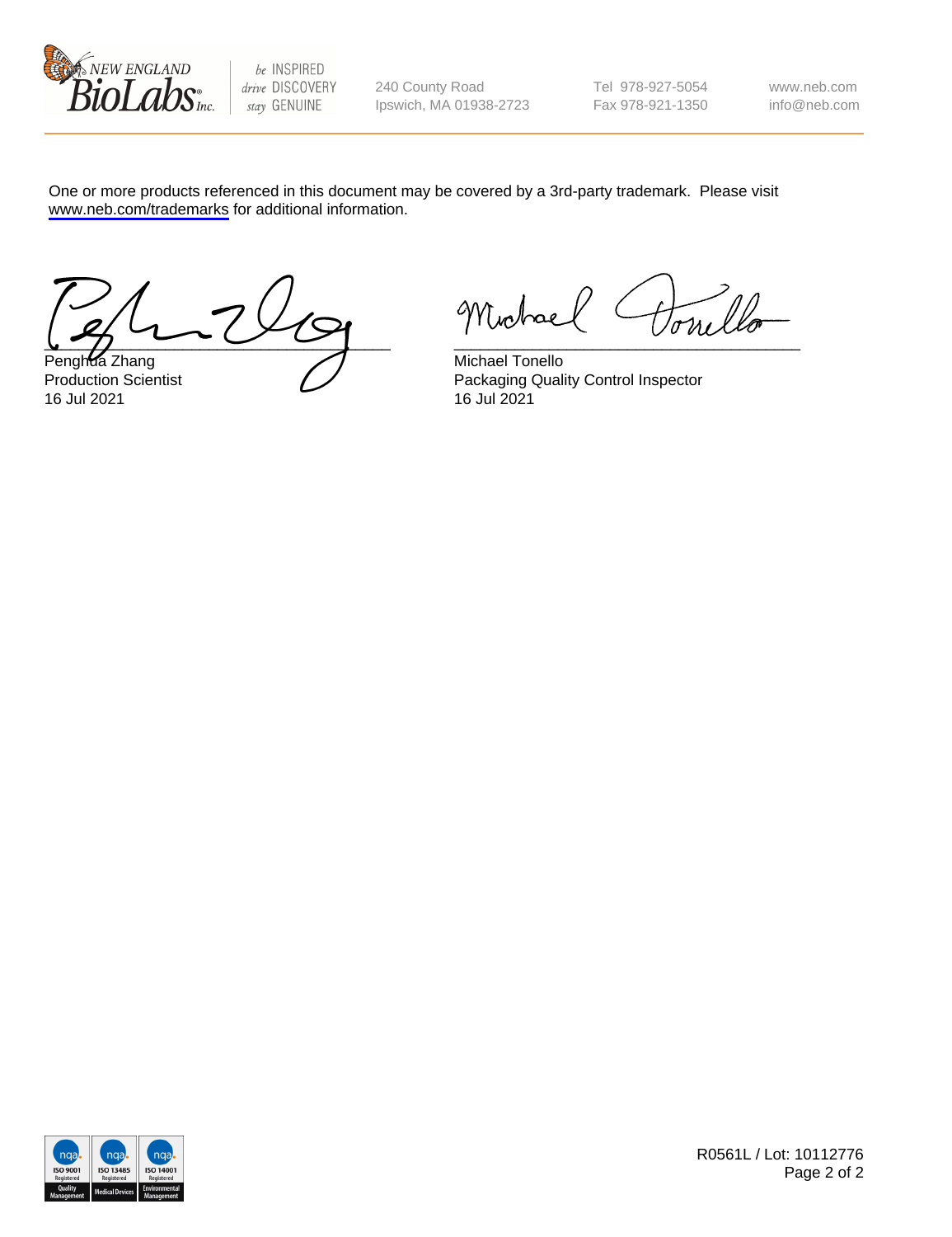One or more products referenced in this document may be covered by a 3rd-party trademark. Please visit www.neb.com/trademarks for additional information.

Penghua Zhang
Production Scientist
16 Jul 2021

Michael Tonello
Packaging Quality Control Inspector
16 Jul 2021

R0561L / Lot: 10112776